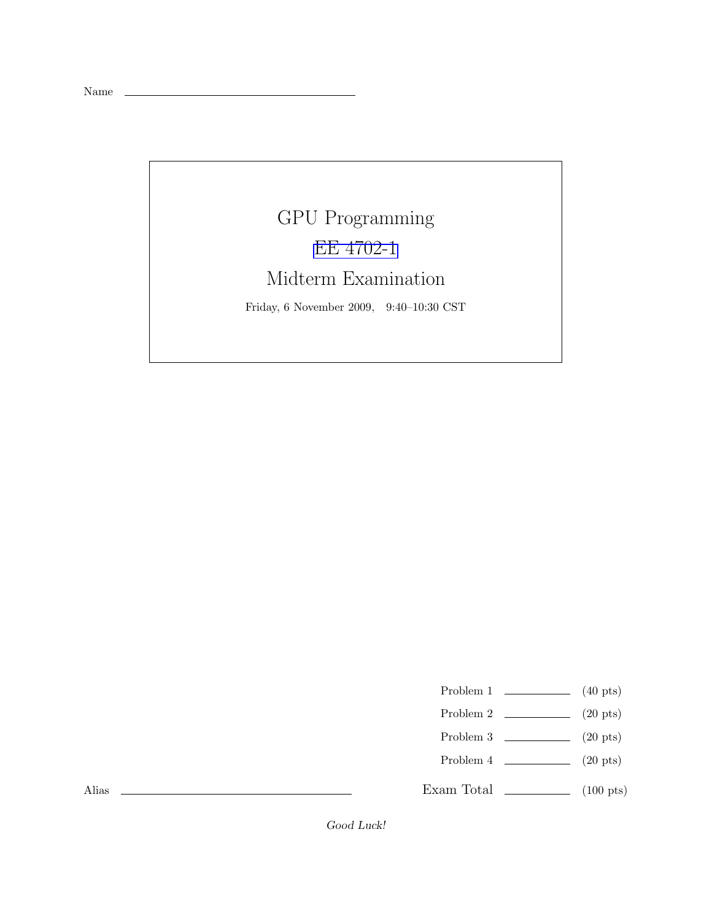Name \_\_\_\_\_\_\_\_\_\_\_\_\_\_\_\_\_\_\_\_\_\_\_\_\_\_\_\_\_\_\_\_

# GPU Programming

## EE 4702-1

## Midterm Examination

Friday, 6 November 2009, 9:40–10:30 CST

| | | |
|---|---|---|
| Problem 1 | \_\_\_\_\_\_\_\_ | (40 pts) |
| Problem 2 | \_\_\_\_\_\_\_\_ | (20 pts) |
| Problem 3 | \_\_\_\_\_\_\_\_ | (20 pts) |
| Problem 4 | \_\_\_\_\_\_\_\_ | (20 pts) |
| Exam Total | \_\_\_\_\_\_\_\_ | (100 pts) |

Alias \_\_\_\_\_\_\_\_\_\_\_\_\_\_\_\_\_\_\_\_\_\_\_\_\_\_\_\_\_\_\_\_

*Good Luck!*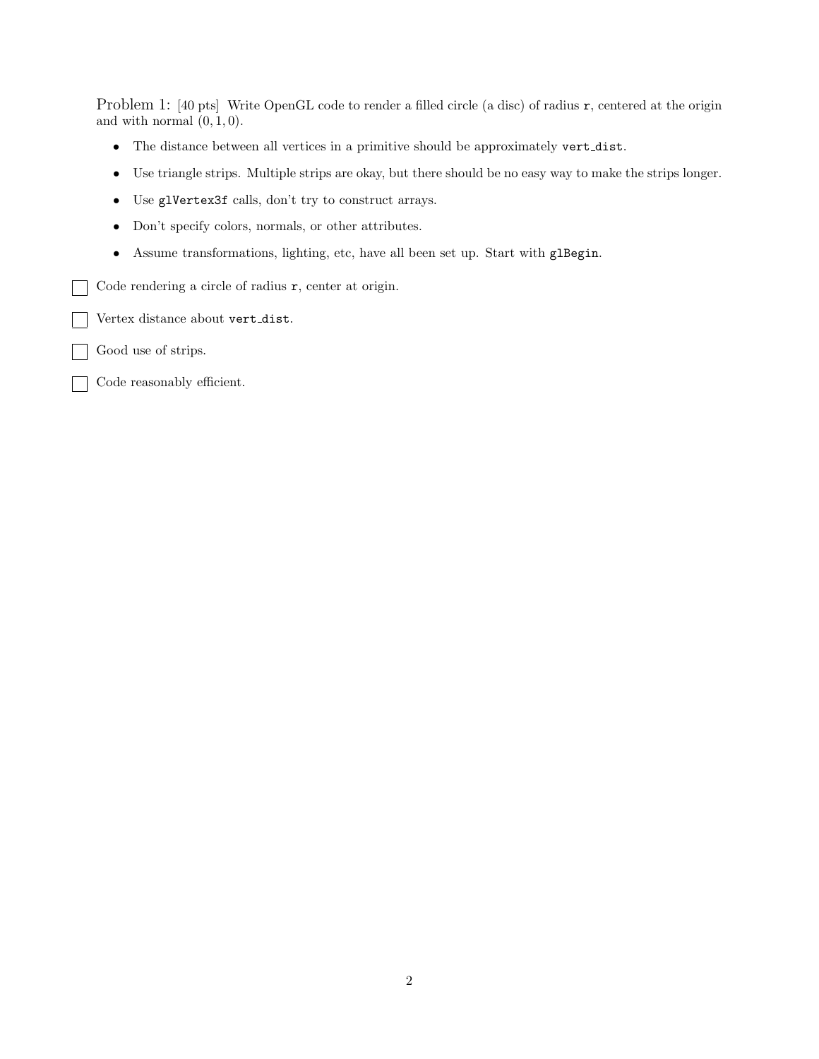Problem 1: [40 pts] Write OpenGL code to render a filled circle (a disc) of radius `r`, centered at the origin and with normal $(0, 1, 0)$.

- The distance between all vertices in a primitive should be approximately `vert_dist`.
- Use triangle strips. Multiple strips are okay, but there should be no easy way to make the strips longer.
- Use `glVertex3f` calls, don't try to construct arrays.
- Don't specify colors, normals, or other attributes.
- Assume transformations, lighting, etc, have all been set up. Start with `glBegin`.

☐ Code rendering a circle of radius `r`, center at origin.

☐ Vertex distance about `vert_dist`.

☐ Good use of strips.

☐ Code reasonably efficient.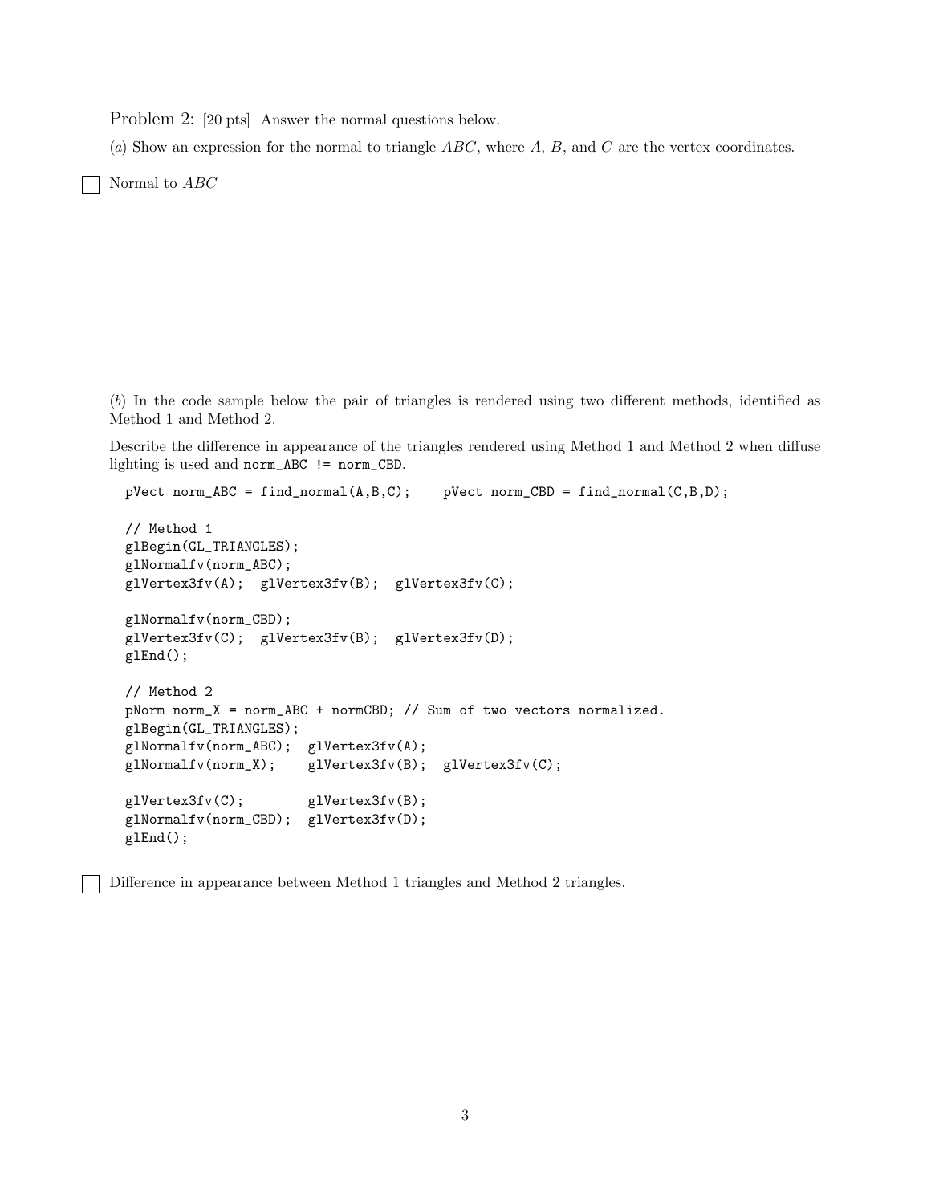Problem 2: [20 pts] Answer the normal questions below.

(*a*) Show an expression for the normal to triangle $ABC$, where $A$, $B$, and $C$ are the vertex coordinates.

☐ Normal to $ABC$

(*b*) In the code sample below the pair of triangles is rendered using two different methods, identified as Method 1 and Method 2.

Describe the difference in appearance of the triangles rendered using Method 1 and Method 2 when diffuse lighting is used and `norm_ABC != norm_CBD`.

```
pVect norm_ABC = find_normal(A,B,C);    pVect norm_CBD = find_normal(C,B,D);

// Method 1
glBegin(GL_TRIANGLES);
glNormalfv(norm_ABC);
glVertex3fv(A);  glVertex3fv(B);  glVertex3fv(C);

glNormalfv(norm_CBD);
glVertex3fv(C);  glVertex3fv(B);  glVertex3fv(D);
glEnd();

// Method 2
pNorm norm_X = norm_ABC + normCBD; // Sum of two vectors normalized.
glBegin(GL_TRIANGLES);
glNormalfv(norm_ABC);  glVertex3fv(A);
glNormalfv(norm_X);    glVertex3fv(B);  glVertex3fv(C);

glVertex3fv(C);        glVertex3fv(B);
glNormalfv(norm_CBD);  glVertex3fv(D);
glEnd();
```

☐ Difference in appearance between Method 1 triangles and Method 2 triangles.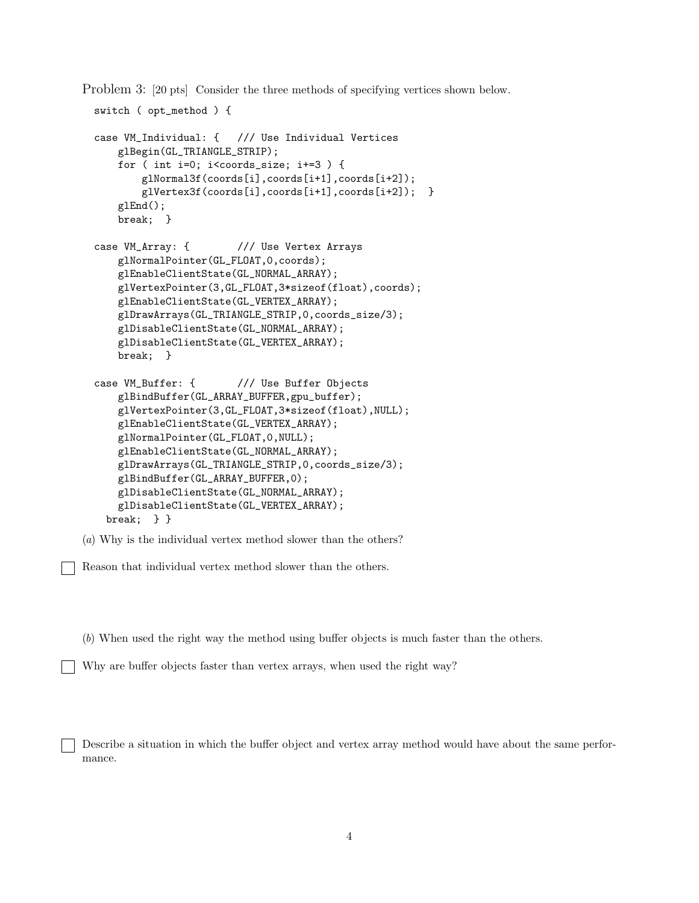Problem 3: [20 pts] Consider the three methods of specifying vertices shown below.

```
switch ( opt_method ) {

case VM_Individual: {   /// Use Individual Vertices
    glBegin(GL_TRIANGLE_STRIP);
    for ( int i=0; i<coords_size; i+=3 ) {
        glNormal3f(coords[i],coords[i+1],coords[i+2]);
        glVertex3f(coords[i],coords[i+1],coords[i+2]);  }
    glEnd();
    break;  }

case VM_Array: {        /// Use Vertex Arrays
    glNormalPointer(GL_FLOAT,0,coords);
    glEnableClientState(GL_NORMAL_ARRAY);
    glVertexPointer(3,GL_FLOAT,3*sizeof(float),coords);
    glEnableClientState(GL_VERTEX_ARRAY);
    glDrawArrays(GL_TRIANGLE_STRIP,0,coords_size/3);
    glDisableClientState(GL_NORMAL_ARRAY);
    glDisableClientState(GL_VERTEX_ARRAY);
    break;  }

case VM_Buffer: {       /// Use Buffer Objects
    glBindBuffer(GL_ARRAY_BUFFER,gpu_buffer);
    glVertexPointer(3,GL_FLOAT,3*sizeof(float),NULL);
    glEnableClientState(GL_VERTEX_ARRAY);
    glNormalPointer(GL_FLOAT,0,NULL);
    glEnableClientState(GL_NORMAL_ARRAY);
    glDrawArrays(GL_TRIANGLE_STRIP,0,coords_size/3);
    glBindBuffer(GL_ARRAY_BUFFER,0);
    glDisableClientState(GL_NORMAL_ARRAY);
    glDisableClientState(GL_VERTEX_ARRAY);
  break;  } }
```

(*a*) Why is the individual vertex method slower than the others?

☐ Reason that individual vertex method slower than the others.

(*b*) When used the right way the method using buffer objects is much faster than the others.

☐ Why are buffer objects faster than vertex arrays, when used the right way?

☐ Describe a situation in which the buffer object and vertex array method would have about the same performance.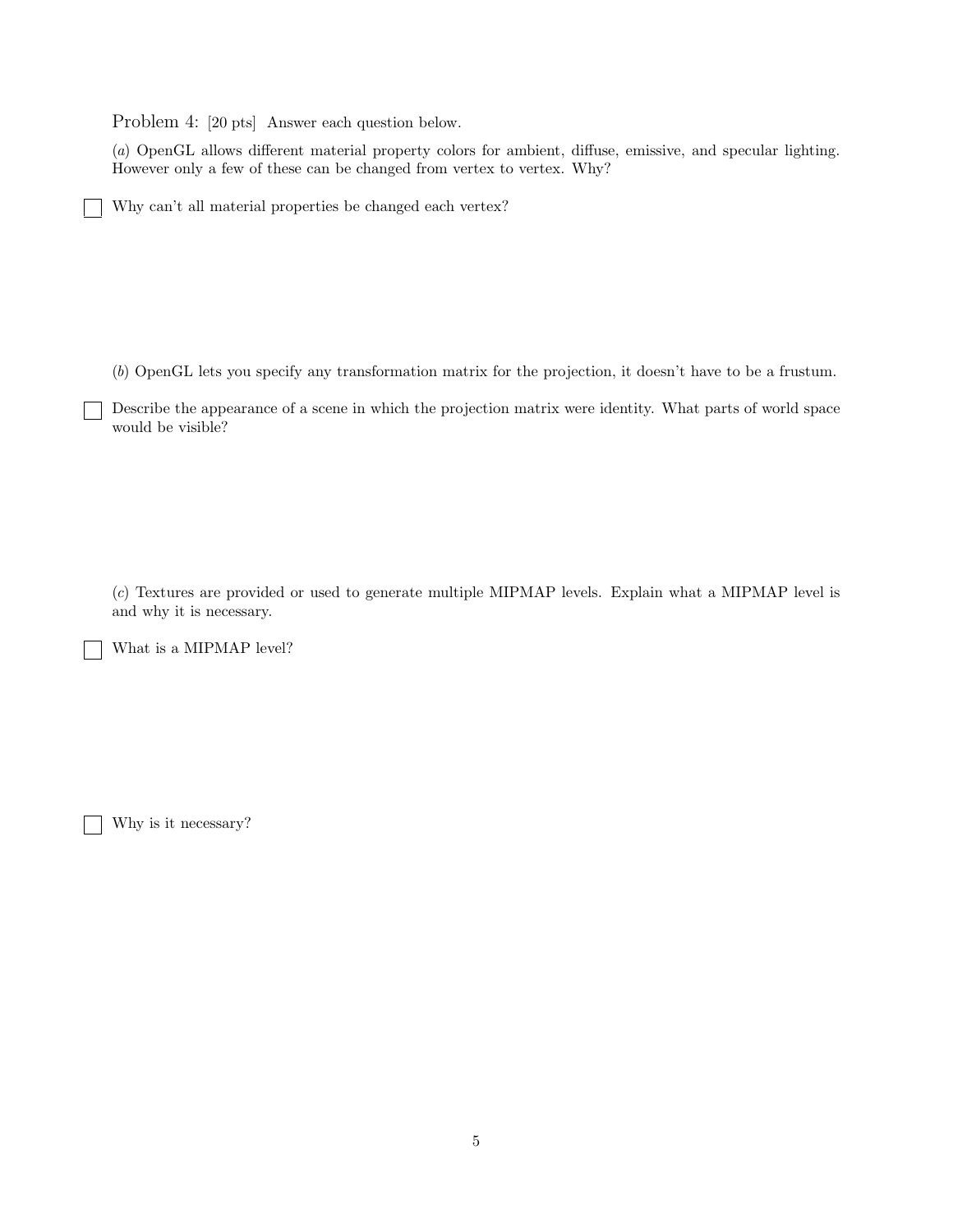Problem 4: [20 pts] Answer each question below.

(*a*) OpenGL allows different material property colors for ambient, diffuse, emissive, and specular lighting. However only a few of these can be changed from vertex to vertex. Why?

☐ Why can't all material properties be changed each vertex?

(*b*) OpenGL lets you specify any transformation matrix for the projection, it doesn't have to be a frustum.

☐ Describe the appearance of a scene in which the projection matrix were identity. What parts of world space would be visible?

(*c*) Textures are provided or used to generate multiple MIPMAP levels. Explain what a MIPMAP level is and why it is necessary.

☐ What is a MIPMAP level?

☐ Why is it necessary?